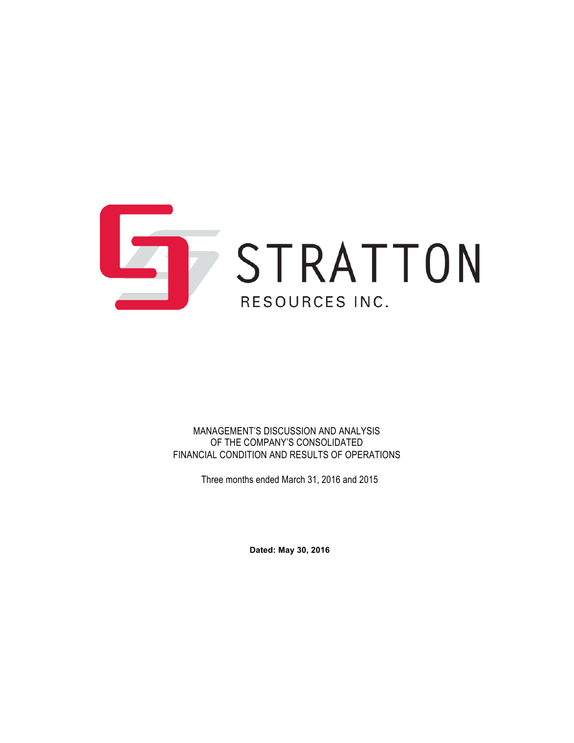STRATTON

RESOURCES INC.

MANAGEMENT'S DISCUSSION AND ANALYSIS
OF THE COMPANY'S CONSOLIDATED
FINANCIAL CONDITION AND RESULTS OF OPERATIONS

Three months ended March 31, 2016 and 2015

**Dated: May 30, 2016**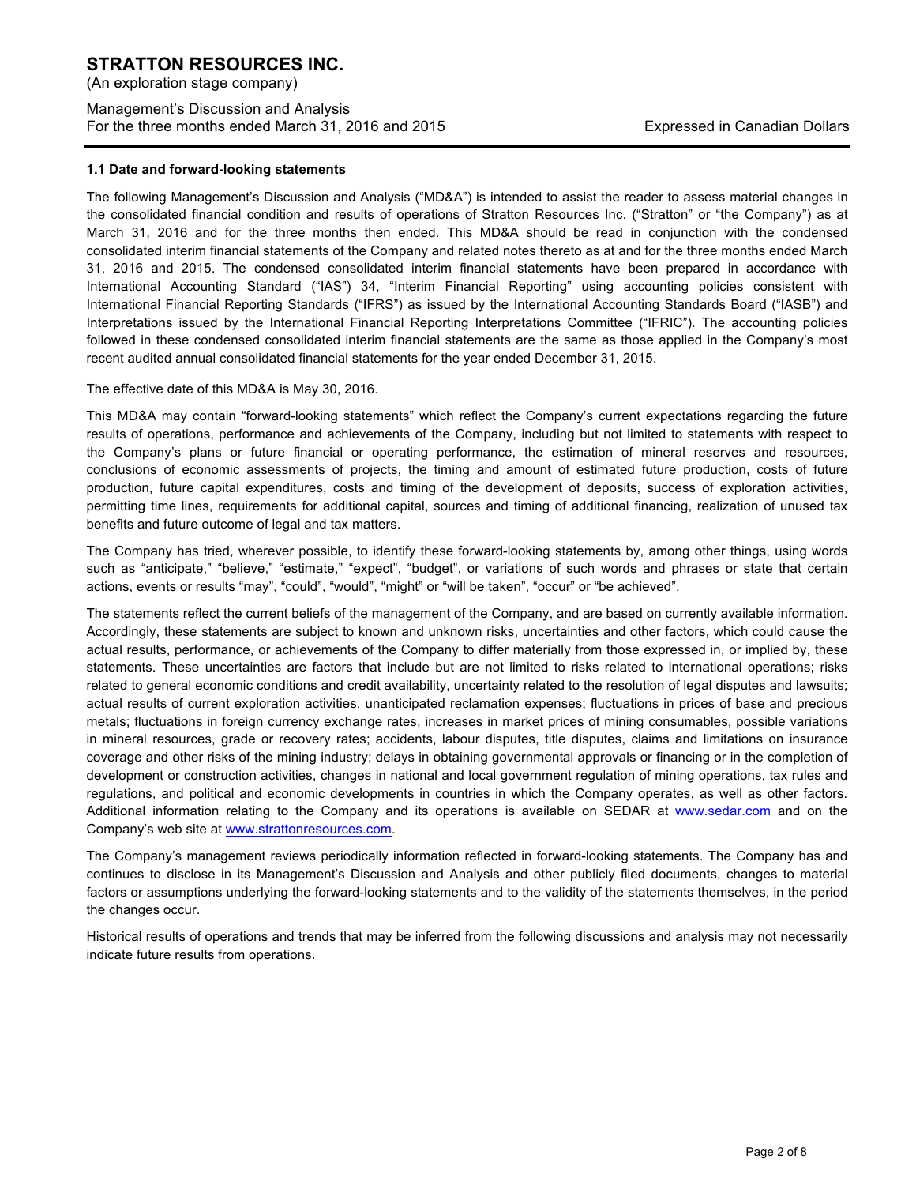### 1.1 Date and forward-looking statements

The following Management's Discussion and Analysis ("MD&A") is intended to assist the reader to assess material changes in the consolidated financial condition and results of operations of Stratton Resources Inc. ("Stratton" or "the Company") as at March 31, 2016 and for the three months then ended. This MD&A should be read in conjunction with the condensed consolidated interim financial statements of the Company and related notes thereto as at and for the three months ended March 31, 2016 and 2015. The condensed consolidated interim financial statements have been prepared in accordance with International Accounting Standard ("IAS") 34, "Interim Financial Reporting" using accounting policies consistent with International Financial Reporting Standards ("IFRS") as issued by the International Accounting Standards Board ("IASB") and Interpretations issued by the International Financial Reporting Interpretations Committee ("IFRIC"). The accounting policies followed in these condensed consolidated interim financial statements are the same as those applied in the Company's most recent audited annual consolidated financial statements for the year ended December 31, 2015.

The effective date of this MD&A is May 30, 2016.

This MD&A may contain "forward-looking statements" which reflect the Company's current expectations regarding the future results of operations, performance and achievements of the Company, including but not limited to statements with respect to the Company's plans or future financial or operating performance, the estimation of mineral reserves and resources, conclusions of economic assessments of projects, the timing and amount of estimated future production, costs of future production, future capital expenditures, costs and timing of the development of deposits, success of exploration activities, permitting time lines, requirements for additional capital, sources and timing of additional financing, realization of unused tax benefits and future outcome of legal and tax matters.

The Company has tried, wherever possible, to identify these forward-looking statements by, among other things, using words such as "anticipate," "believe," "estimate," "expect", "budget", or variations of such words and phrases or state that certain actions, events or results "may", "could", "would", "might" or "will be taken", "occur" or "be achieved".

The statements reflect the current beliefs of the management of the Company, and are based on currently available information. Accordingly, these statements are subject to known and unknown risks, uncertainties and other factors, which could cause the actual results, performance, or achievements of the Company to differ materially from those expressed in, or implied by, these statements. These uncertainties are factors that include but are not limited to risks related to international operations; risks related to general economic conditions and credit availability, uncertainty related to the resolution of legal disputes and lawsuits; actual results of current exploration activities, unanticipated reclamation expenses; fluctuations in prices of base and precious metals; fluctuations in foreign currency exchange rates, increases in market prices of mining consumables, possible variations in mineral resources, grade or recovery rates; accidents, labour disputes, title disputes, claims and limitations on insurance coverage and other risks of the mining industry; delays in obtaining governmental approvals or financing or in the completion of development or construction activities, changes in national and local government regulation of mining operations, tax rules and regulations, and political and economic developments in countries in which the Company operates, as well as other factors. Additional information relating to the Company and its operations is available on SEDAR at www.sedar.com and on the Company's web site at www.strattonresources.com.

The Company's management reviews periodically information reflected in forward-looking statements. The Company has and continues to disclose in its Management's Discussion and Analysis and other publicly filed documents, changes to material factors or assumptions underlying the forward-looking statements and to the validity of the statements themselves, in the period the changes occur.

Historical results of operations and trends that may be inferred from the following discussions and analysis may not necessarily indicate future results from operations.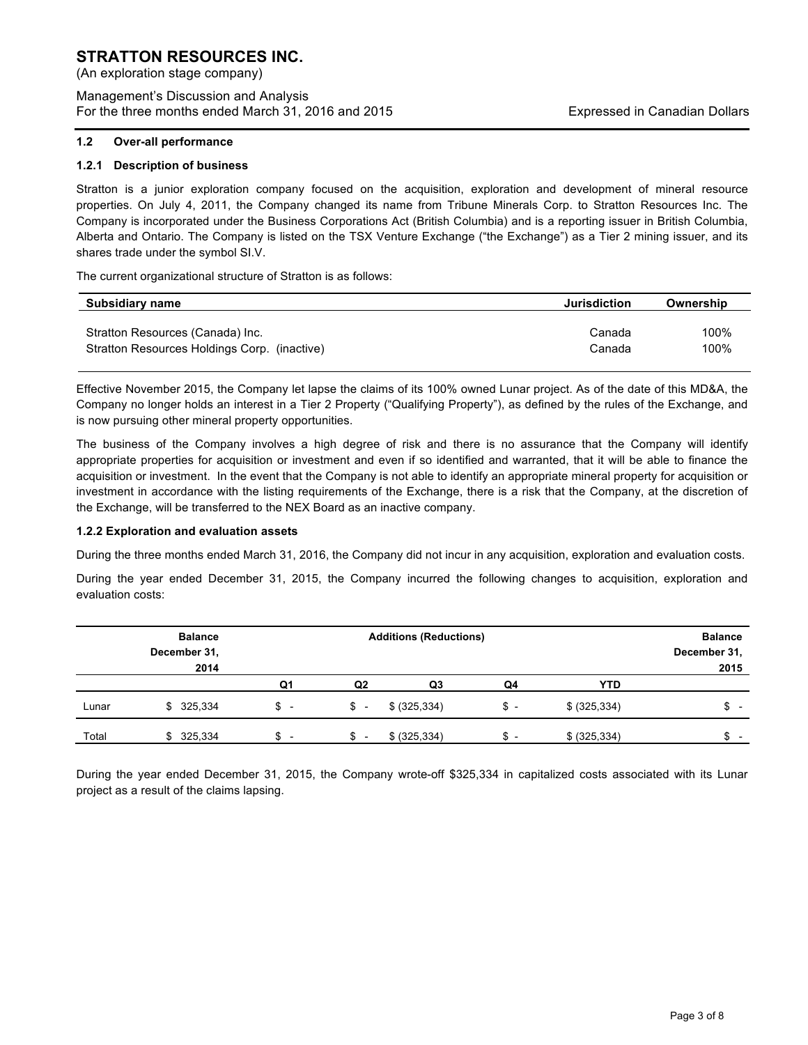## 1.2 Over-all performance

### 1.2.1 Description of business

Stratton is a junior exploration company focused on the acquisition, exploration and development of mineral resource properties. On July 4, 2011, the Company changed its name from Tribune Minerals Corp. to Stratton Resources Inc. The Company is incorporated under the Business Corporations Act (British Columbia) and is a reporting issuer in British Columbia, Alberta and Ontario. The Company is listed on the TSX Venture Exchange ("the Exchange") as a Tier 2 mining issuer, and its shares trade under the symbol SI.V.

The current organizational structure of Stratton is as follows:

| Subsidiary name | Jurisdiction | Ownership |
|---|---|---|
| Stratton Resources (Canada) Inc. | Canada | 100% |
| Stratton Resources Holdings Corp. (inactive) | Canada | 100% |

Effective November 2015, the Company let lapse the claims of its 100% owned Lunar project. As of the date of this MD&A, the Company no longer holds an interest in a Tier 2 Property ("Qualifying Property"), as defined by the rules of the Exchange, and is now pursuing other mineral property opportunities.

The business of the Company involves a high degree of risk and there is no assurance that the Company will identify appropriate properties for acquisition or investment and even if so identified and warranted, that it will be able to finance the acquisition or investment. In the event that the Company is not able to identify an appropriate mineral property for acquisition or investment in accordance with the listing requirements of the Exchange, there is a risk that the Company, at the discretion of the Exchange, will be transferred to the NEX Board as an inactive company.

### 1.2.2 Exploration and evaluation assets

During the three months ended March 31, 2016, the Company did not incur in any acquisition, exploration and evaluation costs.

During the year ended December 31, 2015, the Company incurred the following changes to acquisition, exploration and evaluation costs:

| | Balance December 31, 2014 | Additions (Reductions) | | | | | Balance December 31, 2015 |
|---|---|---|---|---|---|---|---|
| | | Q1 | Q2 | Q3 | Q4 | YTD | |
| Lunar | $ 325,334 | $ - | $ - | $ (325,334) | $ - | $ (325,334) | $ - |
| Total | $ 325,334 | $ - | $ - | $ (325,334) | $ - | $ (325,334) | $ - |

During the year ended December 31, 2015, the Company wrote-off $325,334 in capitalized costs associated with its Lunar project as a result of the claims lapsing.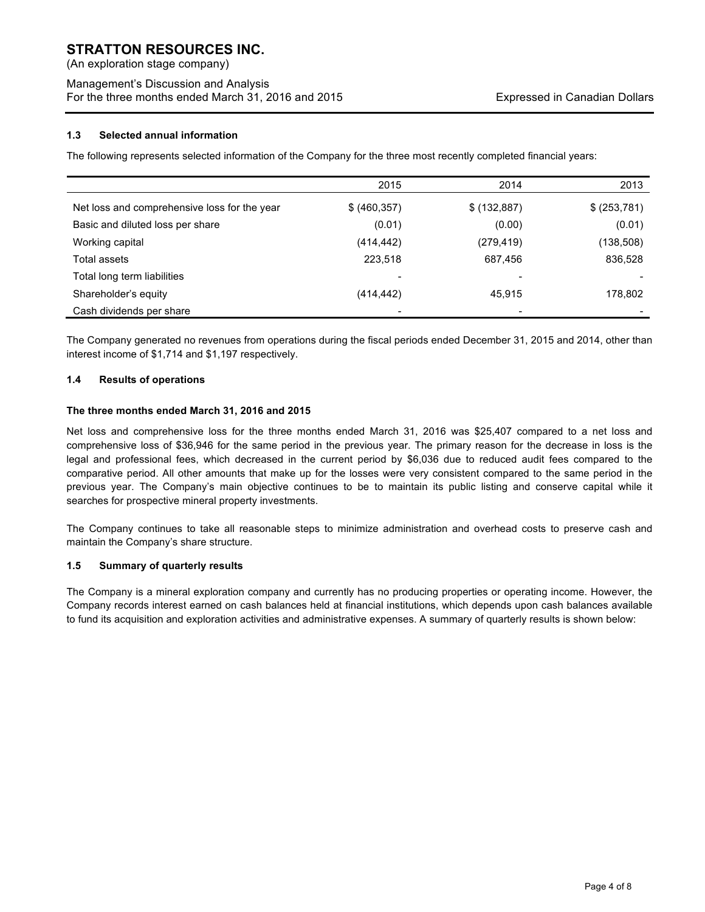### 1.3 Selected annual information

The following represents selected information of the Company for the three most recently completed financial years:

| | 2015 | 2014 | 2013 |
|---|---|---|---|
| Net loss and comprehensive loss for the year | $ (460,357) | $ (132,887) | $ (253,781) |
| Basic and diluted loss per share | (0.01) | (0.00) | (0.01) |
| Working capital | (414,442) | (279,419) | (138,508) |
| Total assets | 223,518 | 687,456 | 836,528 |
| Total long term liabilities | - | - | - |
| Shareholder's equity | (414,442) | 45,915 | 178,802 |
| Cash dividends per share | - | - | - |

The Company generated no revenues from operations during the fiscal periods ended December 31, 2015 and 2014, other than interest income of $1,714 and $1,197 respectively.

### 1.4 Results of operations

**The three months ended March 31, 2016 and 2015**

Net loss and comprehensive loss for the three months ended March 31, 2016 was $25,407 compared to a net loss and comprehensive loss of $36,946 for the same period in the previous year. The primary reason for the decrease in loss is the legal and professional fees, which decreased in the current period by $6,036 due to reduced audit fees compared to the comparative period. All other amounts that make up for the losses were very consistent compared to the same period in the previous year. The Company's main objective continues to be to maintain its public listing and conserve capital while it searches for prospective mineral property investments.

The Company continues to take all reasonable steps to minimize administration and overhead costs to preserve cash and maintain the Company's share structure.

### 1.5 Summary of quarterly results

The Company is a mineral exploration company and currently has no producing properties or operating income. However, the Company records interest earned on cash balances held at financial institutions, which depends upon cash balances available to fund its acquisition and exploration activities and administrative expenses. A summary of quarterly results is shown below: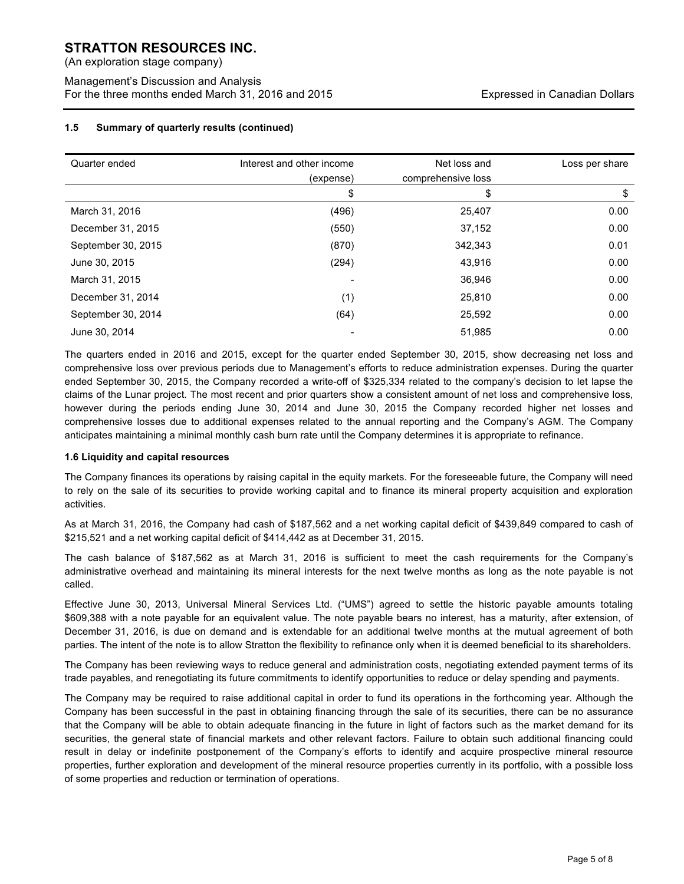#### 1.5 Summary of quarterly results (continued)

| Quarter ended | Interest and other income (expense) | Net loss and comprehensive loss | Loss per share |
|---|---|---|---|
| | $ | $ | $ |
| March 31, 2016 | (496) | 25,407 | 0.00 |
| December 31, 2015 | (550) | 37,152 | 0.00 |
| September 30, 2015 | (870) | 342,343 | 0.01 |
| June 30, 2015 | (294) | 43,916 | 0.00 |
| March 31, 2015 | - | 36,946 | 0.00 |
| December 31, 2014 | (1) | 25,810 | 0.00 |
| September 30, 2014 | (64) | 25,592 | 0.00 |
| June 30, 2014 | - | 51,985 | 0.00 |

The quarters ended in 2016 and 2015, except for the quarter ended September 30, 2015, show decreasing net loss and comprehensive loss over previous periods due to Management's efforts to reduce administration expenses. During the quarter ended September 30, 2015, the Company recorded a write-off of $325,334 related to the company's decision to let lapse the claims of the Lunar project. The most recent and prior quarters show a consistent amount of net loss and comprehensive loss, however during the periods ending June 30, 2014 and June 30, 2015 the Company recorded higher net losses and comprehensive losses due to additional expenses related to the annual reporting and the Company's AGM. The Company anticipates maintaining a minimal monthly cash burn rate until the Company determines it is appropriate to refinance.

#### 1.6 Liquidity and capital resources

The Company finances its operations by raising capital in the equity markets. For the foreseeable future, the Company will need to rely on the sale of its securities to provide working capital and to finance its mineral property acquisition and exploration activities.

As at March 31, 2016, the Company had cash of $187,562 and a net working capital deficit of $439,849 compared to cash of $215,521 and a net working capital deficit of $414,442 as at December 31, 2015.

The cash balance of $187,562 as at March 31, 2016 is sufficient to meet the cash requirements for the Company's administrative overhead and maintaining its mineral interests for the next twelve months as long as the note payable is not called.

Effective June 30, 2013, Universal Mineral Services Ltd. ("UMS") agreed to settle the historic payable amounts totaling $609,388 with a note payable for an equivalent value. The note payable bears no interest, has a maturity, after extension, of December 31, 2016, is due on demand and is extendable for an additional twelve months at the mutual agreement of both parties. The intent of the note is to allow Stratton the flexibility to refinance only when it is deemed beneficial to its shareholders.

The Company has been reviewing ways to reduce general and administration costs, negotiating extended payment terms of its trade payables, and renegotiating its future commitments to identify opportunities to reduce or delay spending and payments.

The Company may be required to raise additional capital in order to fund its operations in the forthcoming year. Although the Company has been successful in the past in obtaining financing through the sale of its securities, there can be no assurance that the Company will be able to obtain adequate financing in the future in light of factors such as the market demand for its securities, the general state of financial markets and other relevant factors. Failure to obtain such additional financing could result in delay or indefinite postponement of the Company's efforts to identify and acquire prospective mineral resource properties, further exploration and development of the mineral resource properties currently in its portfolio, with a possible loss of some properties and reduction or termination of operations.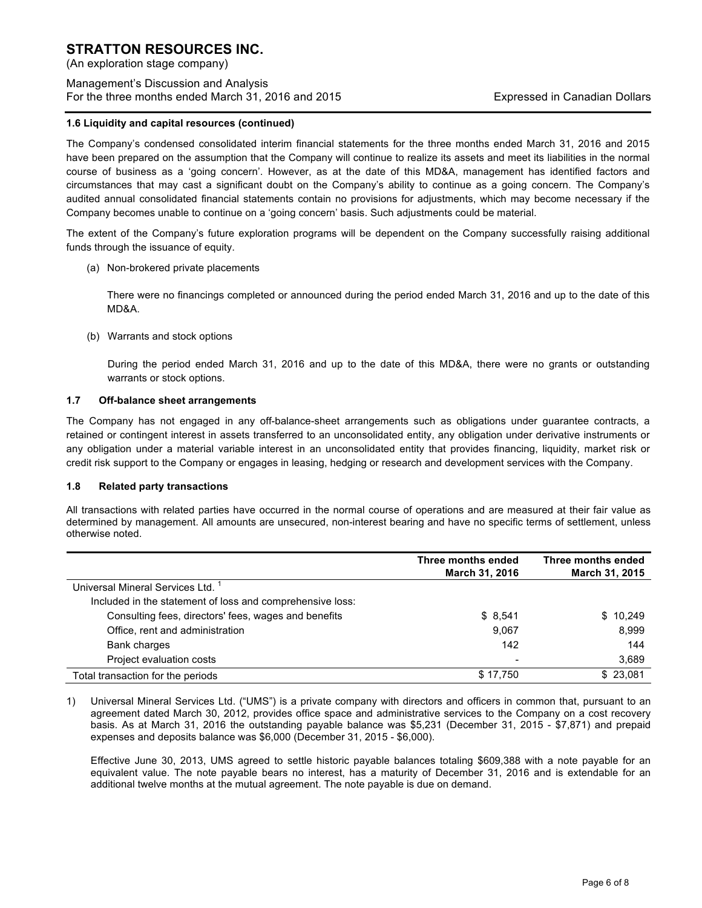#### 1.6 Liquidity and capital resources (continued)

The Company's condensed consolidated interim financial statements for the three months ended March 31, 2016 and 2015 have been prepared on the assumption that the Company will continue to realize its assets and meet its liabilities in the normal course of business as a 'going concern'. However, as at the date of this MD&A, management has identified factors and circumstances that may cast a significant doubt on the Company's ability to continue as a going concern. The Company's audited annual consolidated financial statements contain no provisions for adjustments, which may become necessary if the Company becomes unable to continue on a 'going concern' basis. Such adjustments could be material.

The extent of the Company's future exploration programs will be dependent on the Company successfully raising additional funds through the issuance of equity.

(a) Non-brokered private placements

There were no financings completed or announced during the period ended March 31, 2016 and up to the date of this MD&A.

(b) Warrants and stock options

During the period ended March 31, 2016 and up to the date of this MD&A, there were no grants or outstanding warrants or stock options.

#### 1.7 Off-balance sheet arrangements

The Company has not engaged in any off-balance-sheet arrangements such as obligations under guarantee contracts, a retained or contingent interest in assets transferred to an unconsolidated entity, any obligation under derivative instruments or any obligation under a material variable interest in an unconsolidated entity that provides financing, liquidity, market risk or credit risk support to the Company or engages in leasing, hedging or research and development services with the Company.

#### 1.8 Related party transactions

All transactions with related parties have occurred in the normal course of operations and are measured at their fair value as determined by management. All amounts are unsecured, non-interest bearing and have no specific terms of settlement, unless otherwise noted.

| | Three months ended March 31, 2016 | Three months ended March 31, 2015 |
|---|---|---|
| Universal Mineral Services Ltd. [1] | | |
| Included in the statement of loss and comprehensive loss: | | |
| Consulting fees, directors' fees, wages and benefits | $ 8,541 | $ 10,249 |
| Office, rent and administration | 9,067 | 8,999 |
| Bank charges | 142 | 144 |
| Project evaluation costs | - | 3,689 |
| Total transaction for the periods | $ 17,750 | $ 23,081 |

1) Universal Mineral Services Ltd. ("UMS") is a private company with directors and officers in common that, pursuant to an agreement dated March 30, 2012, provides office space and administrative services to the Company on a cost recovery basis. As at March 31, 2016 the outstanding payable balance was $5,231 (December 31, 2015 - $7,871) and prepaid expenses and deposits balance was $6,000 (December 31, 2015 - $6,000).

   Effective June 30, 2013, UMS agreed to settle historic payable balances totaling $609,388 with a note payable for an equivalent value. The note payable bears no interest, has a maturity of December 31, 2016 and is extendable for an additional twelve months at the mutual agreement. The note payable is due on demand.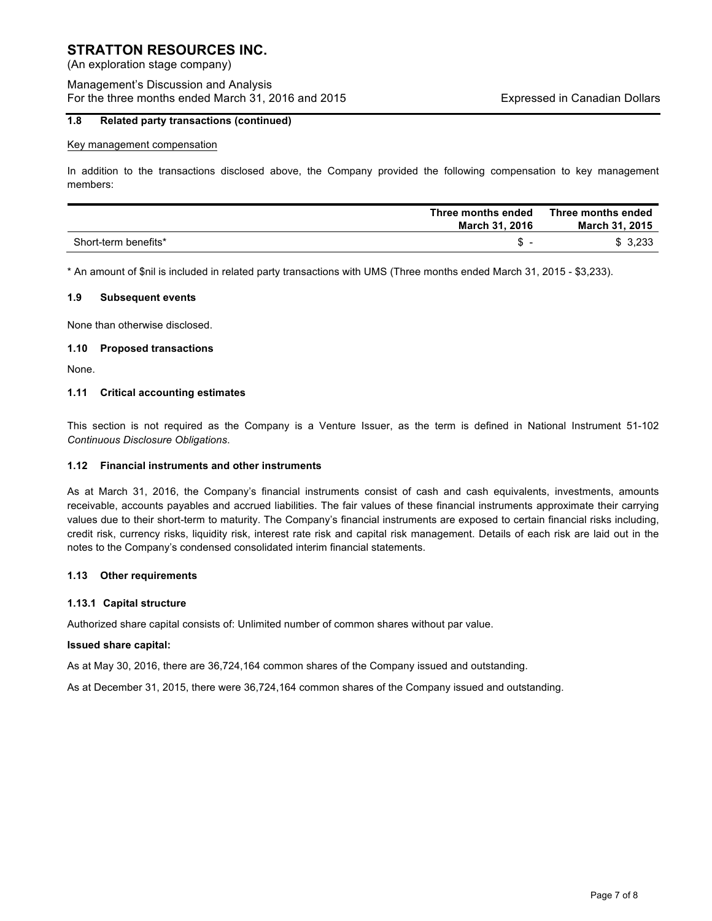### 1.8 Related party transactions (continued)

Key management compensation

In addition to the transactions disclosed above, the Company provided the following compensation to key management members:

| | Three months ended March 31, 2016 | Three months ended March 31, 2015 |
|---|---|---|
| Short-term benefits* | $ - | $ 3,233 |

* An amount of $nil is included in related party transactions with UMS (Three months ended March 31, 2015 - $3,233).

### 1.9 Subsequent events

None than otherwise disclosed.

### 1.10 Proposed transactions

None.

### 1.11 Critical accounting estimates

This section is not required as the Company is a Venture Issuer, as the term is defined in National Instrument 51-102 *Continuous Disclosure Obligations.*

### 1.12 Financial instruments and other instruments

As at March 31, 2016, the Company's financial instruments consist of cash and cash equivalents, investments, amounts receivable, accounts payables and accrued liabilities. The fair values of these financial instruments approximate their carrying values due to their short-term to maturity. The Company's financial instruments are exposed to certain financial risks including, credit risk, currency risks, liquidity risk, interest rate risk and capital risk management. Details of each risk are laid out in the notes to the Company's condensed consolidated interim financial statements.

### 1.13 Other requirements

#### 1.13.1 Capital structure

Authorized share capital consists of: Unlimited number of common shares without par value.

**Issued share capital:**

As at May 30, 2016, there are 36,724,164 common shares of the Company issued and outstanding.

As at December 31, 2015, there were 36,724,164 common shares of the Company issued and outstanding.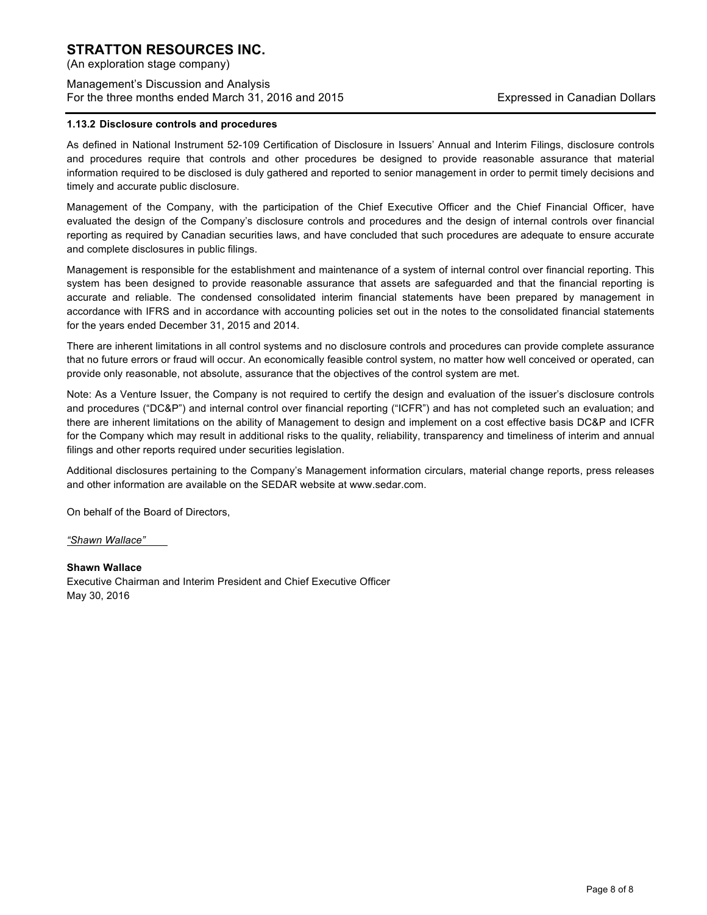#### 1.13.2 Disclosure controls and procedures

As defined in National Instrument 52-109 Certification of Disclosure in Issuers' Annual and Interim Filings, disclosure controls and procedures require that controls and other procedures be designed to provide reasonable assurance that material information required to be disclosed is duly gathered and reported to senior management in order to permit timely decisions and timely and accurate public disclosure.

Management of the Company, with the participation of the Chief Executive Officer and the Chief Financial Officer, have evaluated the design of the Company's disclosure controls and procedures and the design of internal controls over financial reporting as required by Canadian securities laws, and have concluded that such procedures are adequate to ensure accurate and complete disclosures in public filings.

Management is responsible for the establishment and maintenance of a system of internal control over financial reporting. This system has been designed to provide reasonable assurance that assets are safeguarded and that the financial reporting is accurate and reliable. The condensed consolidated interim financial statements have been prepared by management in accordance with IFRS and in accordance with accounting policies set out in the notes to the consolidated financial statements for the years ended December 31, 2015 and 2014.

There are inherent limitations in all control systems and no disclosure controls and procedures can provide complete assurance that no future errors or fraud will occur. An economically feasible control system, no matter how well conceived or operated, can provide only reasonable, not absolute, assurance that the objectives of the control system are met.

Note: As a Venture Issuer, the Company is not required to certify the design and evaluation of the issuer's disclosure controls and procedures ("DC&P") and internal control over financial reporting ("ICFR") and has not completed such an evaluation; and there are inherent limitations on the ability of Management to design and implement on a cost effective basis DC&P and ICFR for the Company which may result in additional risks to the quality, reliability, transparency and timeliness of interim and annual filings and other reports required under securities legislation.

Additional disclosures pertaining to the Company's Management information circulars, material change reports, press releases and other information are available on the SEDAR website at www.sedar.com.

On behalf of the Board of Directors,

*"Shawn Wallace"*

**Shawn Wallace**
Executive Chairman and Interim President and Chief Executive Officer
May 30, 2016